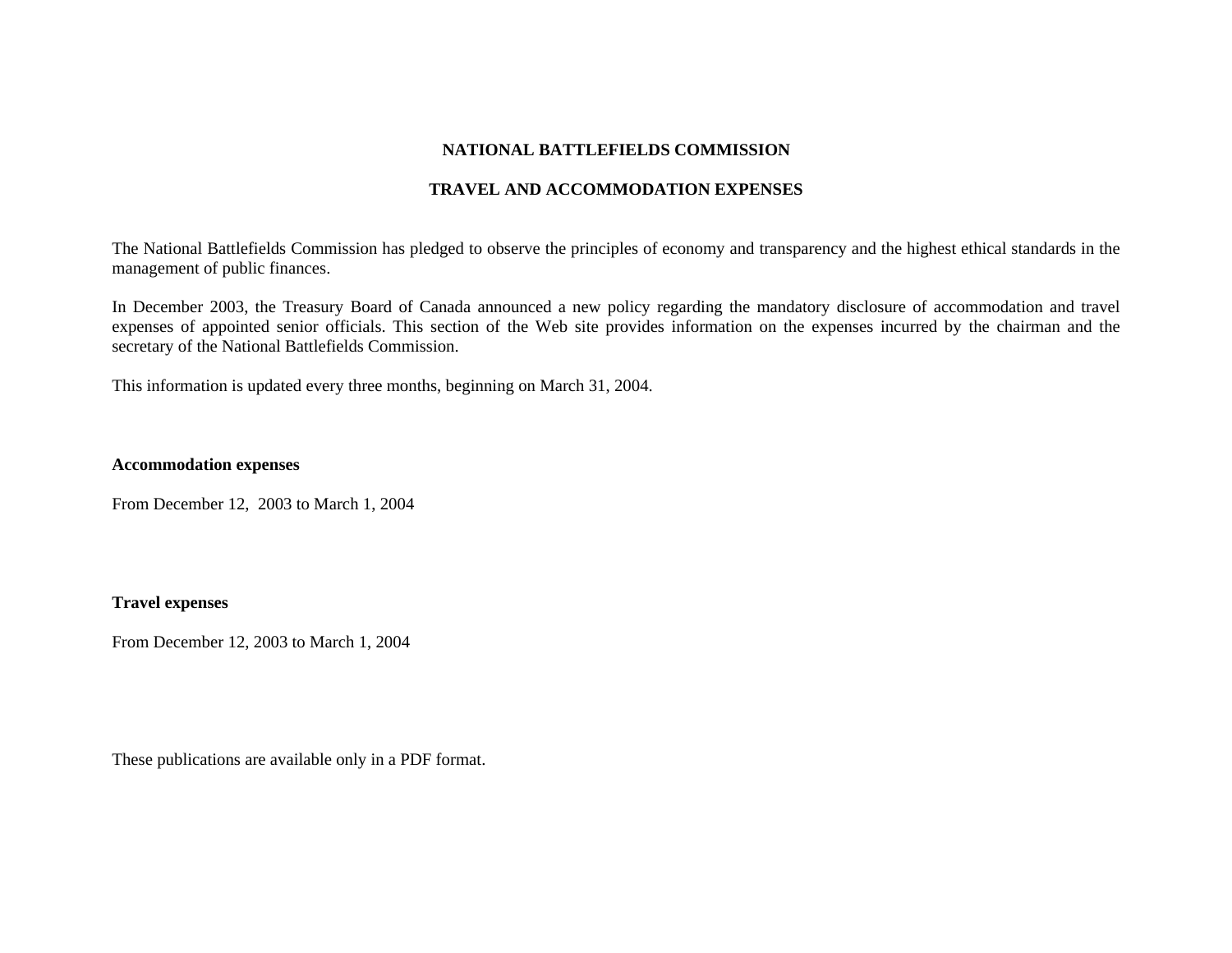# NATIONAL BATTLEFIELDS COMMISSION

## TRAVEL AND ACCOMMODATION EXPENSES

The National Battlefields Commission has pledged to observe the principles of economy and transparency and the highest ethical standards in the management of public finances.

In December 2003, the Treasury Board of Canada announced a new policy regarding the mandatory disclosure of accommodation and travel expenses of appointed senior officials. This section of the Web site provides information on the expenses incurred by the chairman and the secretary of the National Battlefields Commission.

This information is updated every three months, beginning on March 31, 2004.

**Accommodation expenses**

From December 12, 2003 to March 1, 2004

**Travel expenses**

From December 12, 2003 to March 1, 2004

These publications are available only in a PDF format.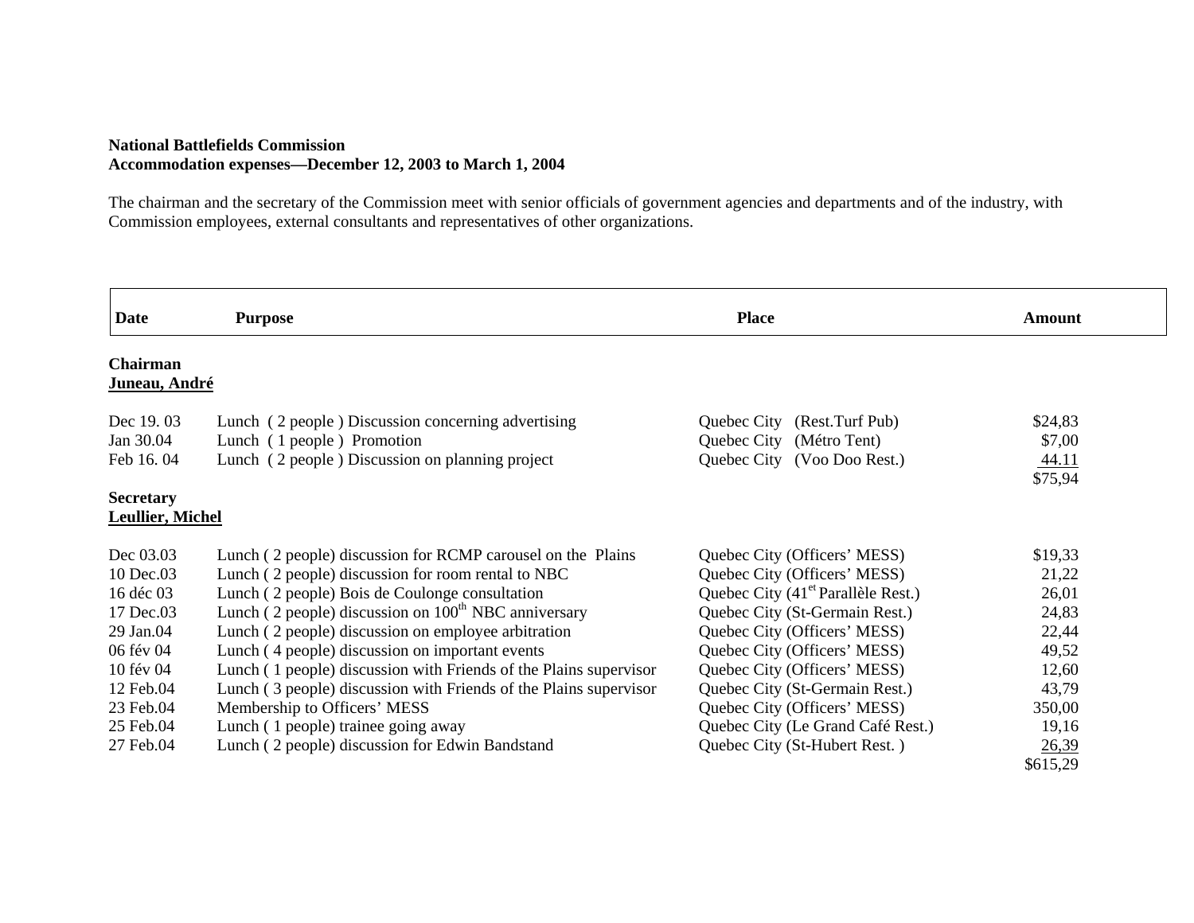**National Battlefields Commission**
**Accommodation expenses—December 12, 2003 to March 1, 2004**

The chairman and the secretary of the Commission meet with senior officials of government agencies and departments and of the industry, with Commission employees, external consultants and representatives of other organizations.

| Date | Purpose | Place | Amount |
|---|---|---|---|
| **Chairman** | | | |
| **Juneau, André** | | | |
| Dec 19. 03 | Lunch ( 2 people ) Discussion concerning advertising | Quebec City (Rest.Turf Pub) | $24,83 |
| Jan 30.04 | Lunch ( 1 people ) Promotion | Quebec City (Métro Tent) | $7,00 |
| Feb 16. 04 | Lunch ( 2 people ) Discussion on planning project | Quebec City (Voo Doo Rest.) | 44.11 |
| | | | $75,94 |
| **Secretary** | | | |
| **Leullier, Michel** | | | |
| Dec 03.03 | Lunch ( 2 people) discussion for RCMP carousel on the Plains | Quebec City (Officers' MESS) | $19,33 |
| 10 Dec.03 | Lunch ( 2 people) discussion for room rental to NBC | Quebec City (Officers' MESS) | 21,22 |
| 16 déc 03 | Lunch ( 2 people) Bois de Coulonge consultation | Quebec City (41[et] Parallèle Rest.) | 26,01 |
| 17 Dec.03 | Lunch ( 2 people) discussion on 100[th] NBC anniversary | Quebec City (St-Germain Rest.) | 24,83 |
| 29 Jan.04 | Lunch ( 2 people) discussion on employee arbitration | Quebec City (Officers' MESS) | 22,44 |
| 06 fév 04 | Lunch ( 4 people) discussion on important events | Quebec City (Officers' MESS) | 49,52 |
| 10 fév 04 | Lunch ( 1 people) discussion with Friends of the Plains supervisor | Quebec City (Officers' MESS) | 12,60 |
| 12 Feb.04 | Lunch ( 3 people) discussion with Friends of the Plains supervisor | Quebec City (St-Germain Rest.) | 43,79 |
| 23 Feb.04 | Membership to Officers' MESS | Quebec City (Officers' MESS) | 350,00 |
| 25 Feb.04 | Lunch ( 1 people) trainee going away | Quebec City (Le Grand Café Rest.) | 19,16 |
| 27 Feb.04 | Lunch ( 2 people) discussion for Edwin Bandstand | Quebec City (St-Hubert Rest. ) | 26,39 |
| | | | $615,29 |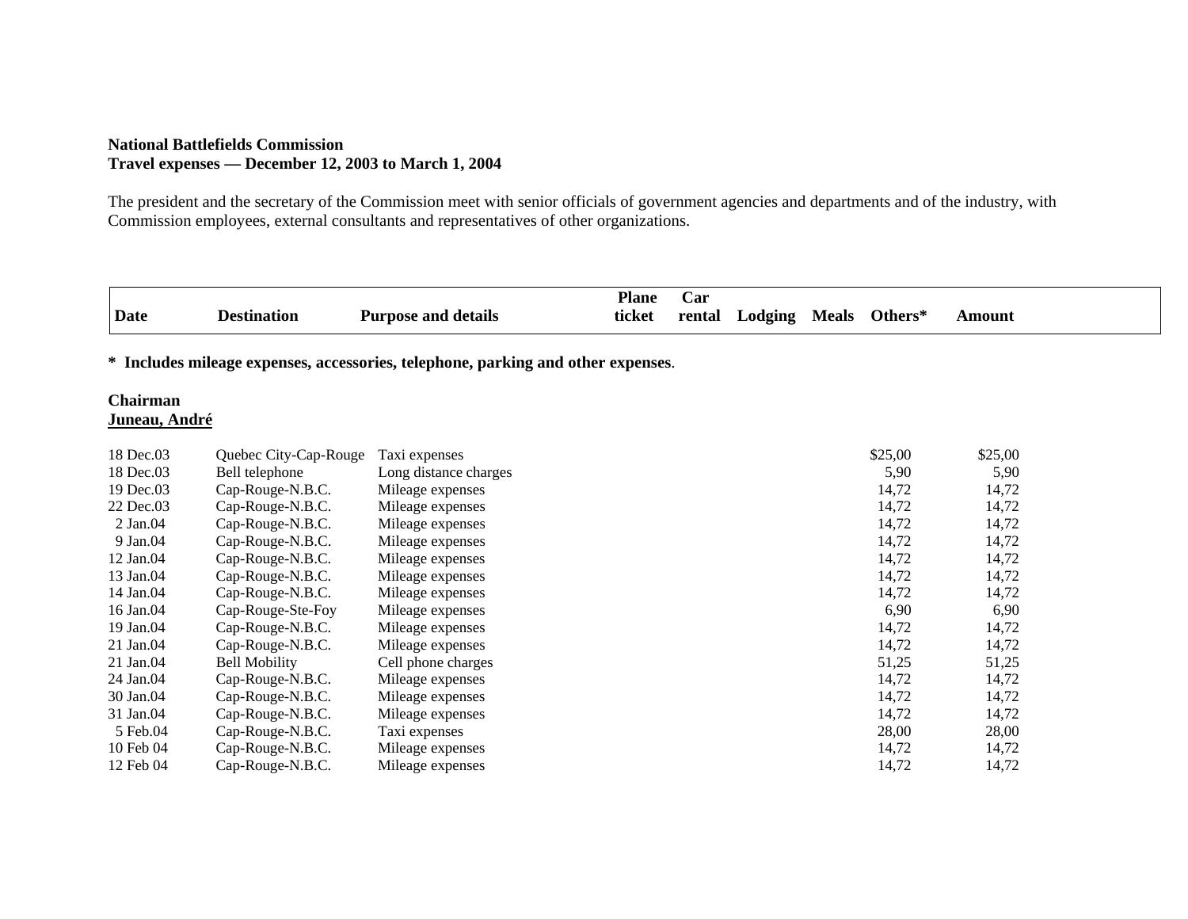**National Battlefields Commission**
**Travel expenses — December 12, 2003 to March 1, 2004**

The president and the secretary of the Commission meet with senior officials of government agencies and departments and of the industry, with Commission employees, external consultants and representatives of other organizations.

| Date | Destination | Purpose and details | Plane ticket | Car rental | Lodging | Meals | Others* | Amount |
|---|---|---|---|---|---|---|---|---|

**\* Includes mileage expenses, accessories, telephone, parking and other expenses**.

**Chairman**
**Juneau, André**

| Date | Destination | Purpose and details | Plane ticket | Car rental | Lodging | Meals | Others* | Amount |
|---|---|---|---|---|---|---|---|---|
| 18 Dec.03 | Quebec City-Cap-Rouge | Taxi expenses | | | | | $25,00 | $25,00 |
| 18 Dec.03 | Bell telephone | Long distance charges | | | | | 5,90 | 5,90 |
| 19 Dec.03 | Cap-Rouge-N.B.C. | Mileage expenses | | | | | 14,72 | 14,72 |
| 22 Dec.03 | Cap-Rouge-N.B.C. | Mileage expenses | | | | | 14,72 | 14,72 |
| 2 Jan.04 | Cap-Rouge-N.B.C. | Mileage expenses | | | | | 14,72 | 14,72 |
| 9 Jan.04 | Cap-Rouge-N.B.C. | Mileage expenses | | | | | 14,72 | 14,72 |
| 12 Jan.04 | Cap-Rouge-N.B.C. | Mileage expenses | | | | | 14,72 | 14,72 |
| 13 Jan.04 | Cap-Rouge-N.B.C. | Mileage expenses | | | | | 14,72 | 14,72 |
| 14 Jan.04 | Cap-Rouge-N.B.C. | Mileage expenses | | | | | 14,72 | 14,72 |
| 16 Jan.04 | Cap-Rouge-Ste-Foy | Mileage expenses | | | | | 6,90 | 6,90 |
| 19 Jan.04 | Cap-Rouge-N.B.C. | Mileage expenses | | | | | 14,72 | 14,72 |
| 21 Jan.04 | Cap-Rouge-N.B.C. | Mileage expenses | | | | | 14,72 | 14,72 |
| 21 Jan.04 | Bell Mobility | Cell phone charges | | | | | 51,25 | 51,25 |
| 24 Jan.04 | Cap-Rouge-N.B.C. | Mileage expenses | | | | | 14,72 | 14,72 |
| 30 Jan.04 | Cap-Rouge-N.B.C. | Mileage expenses | | | | | 14,72 | 14,72 |
| 31 Jan.04 | Cap-Rouge-N.B.C. | Mileage expenses | | | | | 14,72 | 14,72 |
| 5 Feb.04 | Cap-Rouge-N.B.C. | Taxi expenses | | | | | 28,00 | 28,00 |
| 10 Feb 04 | Cap-Rouge-N.B.C. | Mileage expenses | | | | | 14,72 | 14,72 |
| 12 Feb 04 | Cap-Rouge-N.B.C. | Mileage expenses | | | | | 14,72 | 14,72 |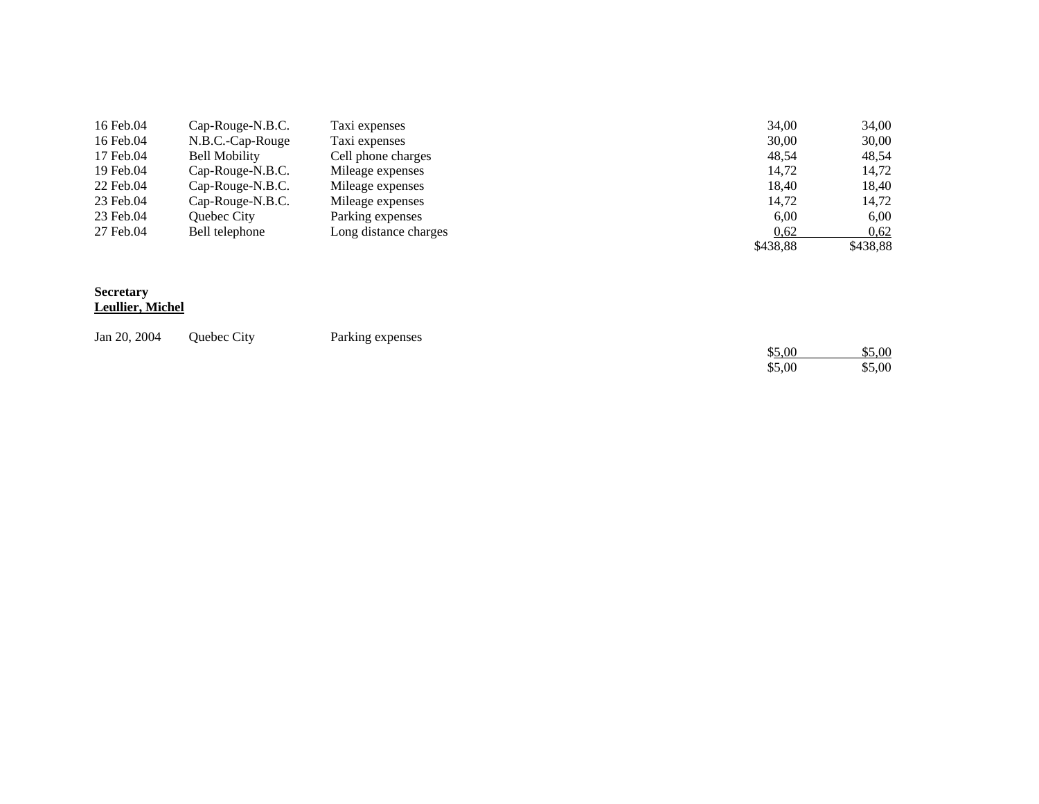| | | | | |
|---|---|---|---|---|
| 16 Feb.04 | Cap-Rouge-N.B.C. | Taxi expenses | 34,00 | 34,00 |
| 16 Feb.04 | N.B.C.-Cap-Rouge | Taxi expenses | 30,00 | 30,00 |
| 17 Feb.04 | Bell Mobility | Cell phone charges | 48,54 | 48,54 |
| 19 Feb.04 | Cap-Rouge-N.B.C. | Mileage expenses | 14,72 | 14,72 |
| 22 Feb.04 | Cap-Rouge-N.B.C. | Mileage expenses | 18,40 | 18,40 |
| 23 Feb.04 | Cap-Rouge-N.B.C. | Mileage expenses | 14,72 | 14,72 |
| 23 Feb.04 | Quebec City | Parking expenses | 6,00 | 6,00 |
| 27 Feb.04 | Bell telephone | Long distance charges | 0,62 | 0,62 |
| | | | $438,88 | $438,88 |

**Secretary**
**Leullier, Michel**

| | | | | |
|---|---|---|---|---|
| Jan 20, 2004 | Quebec City | Parking expenses | | |
| | | | $5,00 | $5,00 |
| | | | $5,00 | $5,00 |